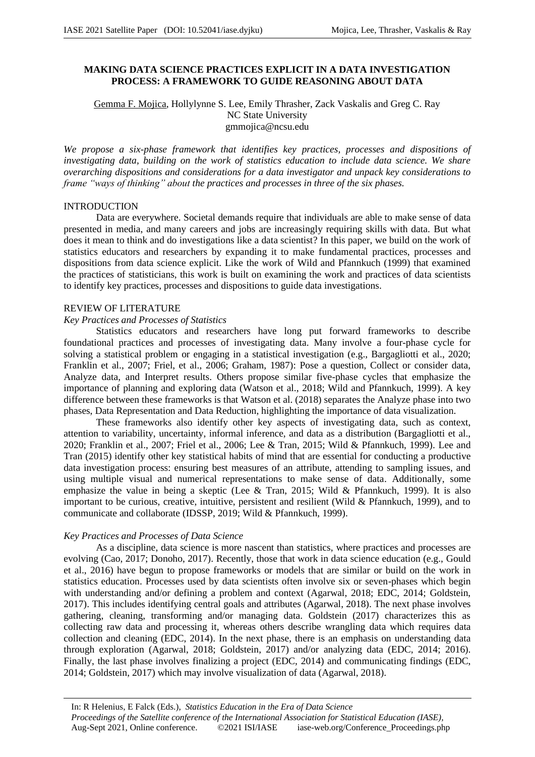# MAKING DATA SCIENCE PRACTICES EXPLICIT IN A DATA INVESTIGATION PROCESS: A FRAMEWORK TO GUIDE REASONING ABOUT DATA

Gemma F. Mojica, Hollylynne S. Lee, Emily Thrasher, Zack Vaskalis and Greg C. Ray
NC State University
gmmojica@ncsu.edu

*We propose a six-phase framework that identifies key practices, processes and dispositions of investigating data, building on the work of statistics education to include data science. We share overarching dispositions and considerations for a data investigator and unpack key considerations to frame "ways of thinking" about the practices and processes in three of the six phases.*

## INTRODUCTION

Data are everywhere. Societal demands require that individuals are able to make sense of data presented in media, and many careers and jobs are increasingly requiring skills with data. But what does it mean to think and do investigations like a data scientist? In this paper, we build on the work of statistics educators and researchers by expanding it to make fundamental practices, processes and dispositions from data science explicit. Like the work of Wild and Pfannkuch (1999) that examined the practices of statisticians, this work is built on examining the work and practices of data scientists to identify key practices, processes and dispositions to guide data investigations.

## REVIEW OF LITERATURE

### *Key Practices and Processes of Statistics*

Statistics educators and researchers have long put forward frameworks to describe foundational practices and processes of investigating data. Many involve a four-phase cycle for solving a statistical problem or engaging in a statistical investigation (e.g., Bargagliotti et al., 2020; Franklin et al., 2007; Friel, et al., 2006; Graham, 1987): Pose a question, Collect or consider data, Analyze data, and Interpret results. Others propose similar five-phase cycles that emphasize the importance of planning and exploring data (Watson et al., 2018; Wild and Pfannkuch, 1999). A key difference between these frameworks is that Watson et al. (2018) separates the Analyze phase into two phases, Data Representation and Data Reduction, highlighting the importance of data visualization.

These frameworks also identify other key aspects of investigating data, such as context, attention to variability, uncertainty, informal inference, and data as a distribution (Bargagliotti et al., 2020; Franklin et al., 2007; Friel et al., 2006; Lee & Tran, 2015; Wild & Pfannkuch, 1999). Lee and Tran (2015) identify other key statistical habits of mind that are essential for conducting a productive data investigation process: ensuring best measures of an attribute, attending to sampling issues, and using multiple visual and numerical representations to make sense of data. Additionally, some emphasize the value in being a skeptic (Lee & Tran, 2015; Wild & Pfannkuch, 1999). It is also important to be curious, creative, intuitive, persistent and resilient (Wild & Pfannkuch, 1999), and to communicate and collaborate (IDSSP, 2019; Wild & Pfannkuch, 1999).

### *Key Practices and Processes of Data Science*

As a discipline, data science is more nascent than statistics, where practices and processes are evolving (Cao, 2017; Donoho, 2017). Recently, those that work in data science education (e.g., Gould et al., 2016) have begun to propose frameworks or models that are similar or build on the work in statistics education. Processes used by data scientists often involve six or seven-phases which begin with understanding and/or defining a problem and context (Agarwal, 2018; EDC, 2014; Goldstein, 2017). This includes identifying central goals and attributes (Agarwal, 2018). The next phase involves gathering, cleaning, transforming and/or managing data. Goldstein (2017) characterizes this as collecting raw data and processing it, whereas others describe wrangling data which requires data collection and cleaning (EDC, 2014). In the next phase, there is an emphasis on understanding data through exploration (Agarwal, 2018; Goldstein, 2017) and/or analyzing data (EDC, 2014; 2016). Finally, the last phase involves finalizing a project (EDC, 2014) and communicating findings (EDC, 2014; Goldstein, 2017) which may involve visualization of data (Agarwal, 2018).

In: R Helenius, E Falck (Eds.), *Statistics Education in the Era of Data Science*
*Proceedings of the Satellite conference of the International Association for Statistical Education (IASE)*, Aug-Sept 2021, Online conference. ©2021 ISI/IASE iase-web.org/Conference_Proceedings.php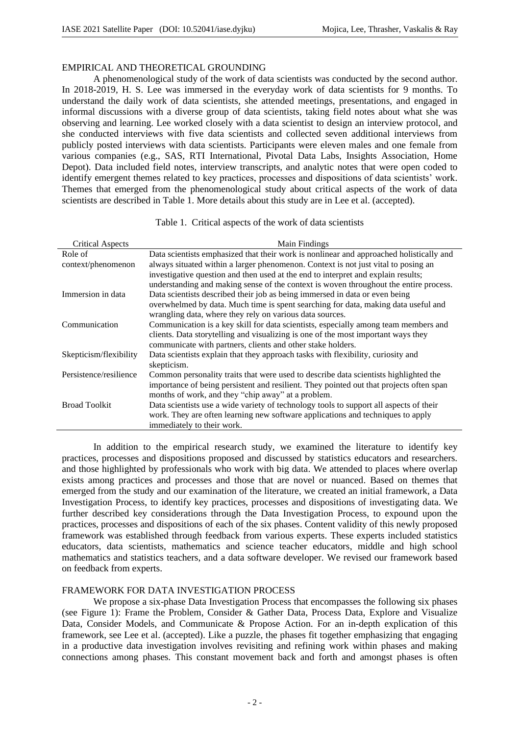## EMPIRICAL AND THEORETICAL GROUNDING

A phenomenological study of the work of data scientists was conducted by the second author. In 2018-2019, H. S. Lee was immersed in the everyday work of data scientists for 9 months. To understand the daily work of data scientists, she attended meetings, presentations, and engaged in informal discussions with a diverse group of data scientists, taking field notes about what she was observing and learning. Lee worked closely with a data scientist to design an interview protocol, and she conducted interviews with five data scientists and collected seven additional interviews from publicly posted interviews with data scientists. Participants were eleven males and one female from various companies (e.g., SAS, RTI International, Pivotal Data Labs, Insights Association, Home Depot). Data included field notes, interview transcripts, and analytic notes that were open coded to identify emergent themes related to key practices, processes and dispositions of data scientists' work. Themes that emerged from the phenomenological study about critical aspects of the work of data scientists are described in Table 1. More details about this study are in Lee et al. (accepted).

Table 1. Critical aspects of the work of data scientists

| Critical Aspects | Main Findings |
|---|---|
| Role of context/phenomenon | Data scientists emphasized that their work is nonlinear and approached holistically and always situated within a larger phenomenon. Context is not just vital to posing an investigative question and then used at the end to interpret and explain results; understanding and making sense of the context is woven throughout the entire process. |
| Immersion in data | Data scientists described their job as being immersed in data or even being overwhelmed by data. Much time is spent searching for data, making data useful and wrangling data, where they rely on various data sources. |
| Communication | Communication is a key skill for data scientists, especially among team members and clients. Data storytelling and visualizing is one of the most important ways they communicate with partners, clients and other stake holders. |
| Skepticism/flexibility | Data scientists explain that they approach tasks with flexibility, curiosity and skepticism. |
| Persistence/resilience | Common personality traits that were used to describe data scientists highlighted the importance of being persistent and resilient. They pointed out that projects often span months of work, and they "chip away" at a problem. |
| Broad Toolkit | Data scientists use a wide variety of technology tools to support all aspects of their work. They are often learning new software applications and techniques to apply immediately to their work. |

In addition to the empirical research study, we examined the literature to identify key practices, processes and dispositions proposed and discussed by statistics educators and researchers. and those highlighted by professionals who work with big data. We attended to places where overlap exists among practices and processes and those that are novel or nuanced. Based on themes that emerged from the study and our examination of the literature, we created an initial framework, a Data Investigation Process, to identify key practices, processes and dispositions of investigating data. We further described key considerations through the Data Investigation Process, to expound upon the practices, processes and dispositions of each of the six phases. Content validity of this newly proposed framework was established through feedback from various experts. These experts included statistics educators, data scientists, mathematics and science teacher educators, middle and high school mathematics and statistics teachers, and a data software developer. We revised our framework based on feedback from experts.

## FRAMEWORK FOR DATA INVESTIGATION PROCESS

We propose a six-phase Data Investigation Process that encompasses the following six phases (see Figure 1): Frame the Problem, Consider & Gather Data, Process Data, Explore and Visualize Data, Consider Models, and Communicate & Propose Action. For an in-depth explication of this framework, see Lee et al. (accepted). Like a puzzle, the phases fit together emphasizing that engaging in a productive data investigation involves revisiting and refining work within phases and making connections among phases. This constant movement back and forth and amongst phases is often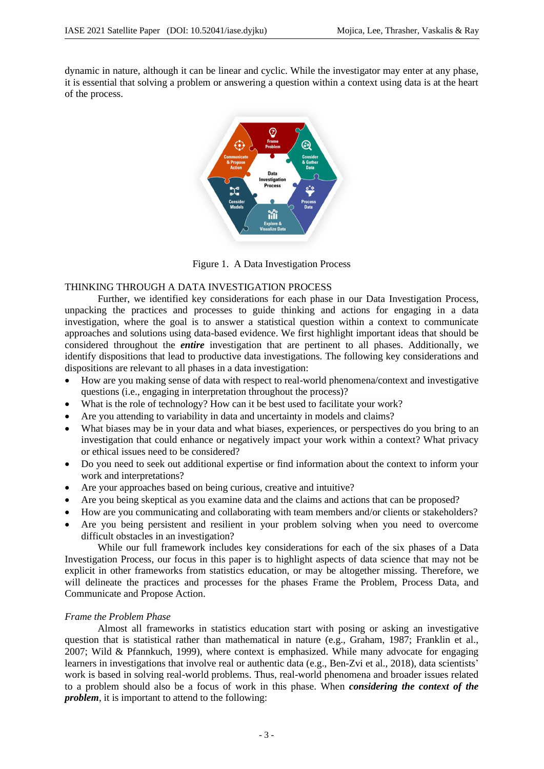dynamic in nature, although it can be linear and cyclic. While the investigator may enter at any phase, it is essential that solving a problem or answering a question within a context using data is at the heart of the process.

Frame Problem
Consider & Gather Data
Process Data
Explore & Visualize Data
Consider Models
Communicate & Propose Action
Data Investigation Process

Figure 1. A Data Investigation Process

## THINKING THROUGH A DATA INVESTIGATION PROCESS

Further, we identified key considerations for each phase in our Data Investigation Process, unpacking the practices and processes to guide thinking and actions for engaging in a data investigation, where the goal is to answer a statistical question within a context to communicate approaches and solutions using data-based evidence. We first highlight important ideas that should be considered throughout the ***entire*** investigation that are pertinent to all phases. Additionally, we identify dispositions that lead to productive data investigations. The following key considerations and dispositions are relevant to all phases in a data investigation:

- How are you making sense of data with respect to real-world phenomena/context and investigative questions (i.e., engaging in interpretation throughout the process)?
- What is the role of technology? How can it be best used to facilitate your work?
- Are you attending to variability in data and uncertainty in models and claims?
- What biases may be in your data and what biases, experiences, or perspectives do you bring to an investigation that could enhance or negatively impact your work within a context? What privacy or ethical issues need to be considered?
- Do you need to seek out additional expertise or find information about the context to inform your work and interpretations?
- Are your approaches based on being curious, creative and intuitive?
- Are you being skeptical as you examine data and the claims and actions that can be proposed?
- How are you communicating and collaborating with team members and/or clients or stakeholders?
- Are you being persistent and resilient in your problem solving when you need to overcome difficult obstacles in an investigation?

While our full framework includes key considerations for each of the six phases of a Data Investigation Process, our focus in this paper is to highlight aspects of data science that may not be explicit in other frameworks from statistics education, or may be altogether missing. Therefore, we will delineate the practices and processes for the phases Frame the Problem, Process Data, and Communicate and Propose Action.

### *Frame the Problem Phase*

Almost all frameworks in statistics education start with posing or asking an investigative question that is statistical rather than mathematical in nature (e.g., Graham, 1987; Franklin et al., 2007; Wild & Pfannkuch, 1999), where context is emphasized. While many advocate for engaging learners in investigations that involve real or authentic data (e.g., Ben-Zvi et al., 2018), data scientists' work is based in solving real-world problems. Thus, real-world phenomena and broader issues related to a problem should also be a focus of work in this phase. When ***considering the context of the problem***, it is important to attend to the following: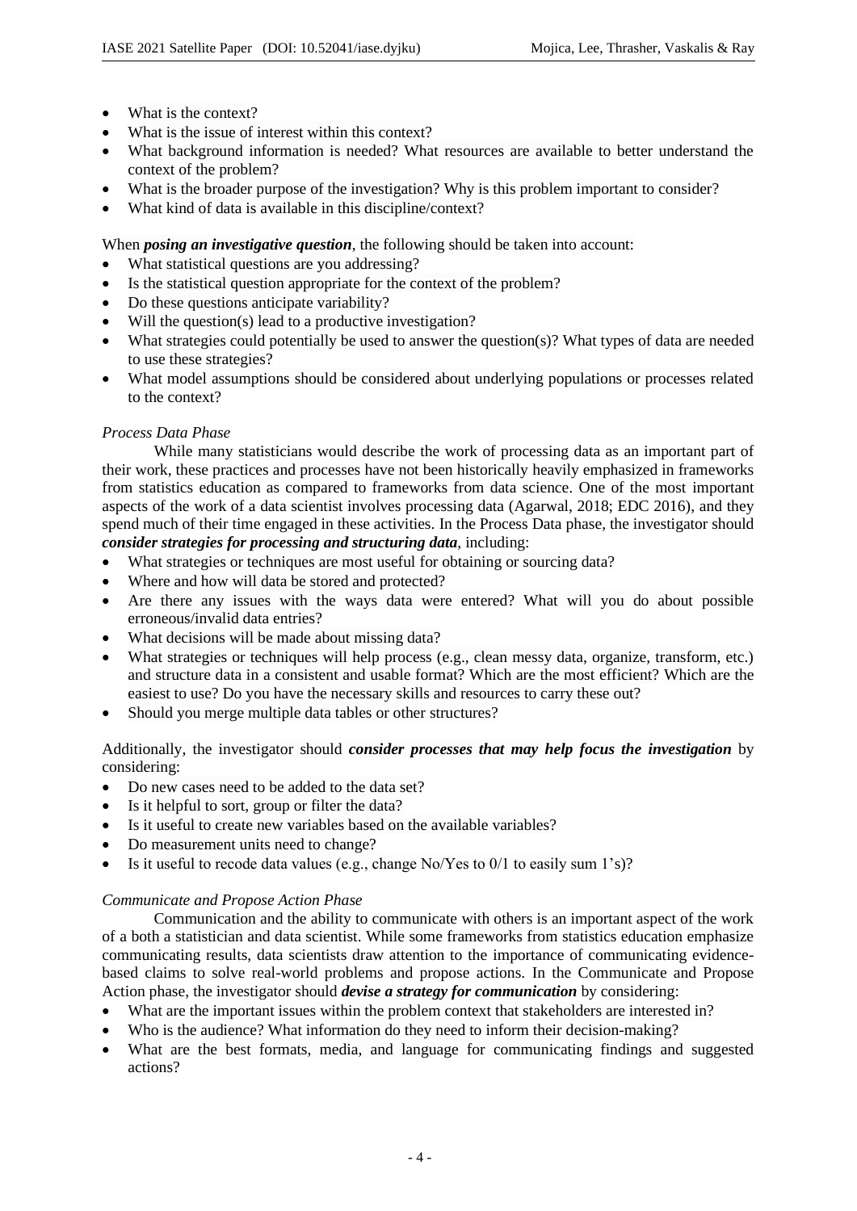- What is the context?
- What is the issue of interest within this context?
- What background information is needed? What resources are available to better understand the context of the problem?
- What is the broader purpose of the investigation? Why is this problem important to consider?
- What kind of data is available in this discipline/context?

When ***posing an investigative question***, the following should be taken into account:

- What statistical questions are you addressing?
- Is the statistical question appropriate for the context of the problem?
- Do these questions anticipate variability?
- Will the question(s) lead to a productive investigation?
- What strategies could potentially be used to answer the question(s)? What types of data are needed to use these strategies?
- What model assumptions should be considered about underlying populations or processes related to the context?

*Process Data Phase*

While many statisticians would describe the work of processing data as an important part of their work, these practices and processes have not been historically heavily emphasized in frameworks from statistics education as compared to frameworks from data science. One of the most important aspects of the work of a data scientist involves processing data (Agarwal, 2018; EDC 2016), and they spend much of their time engaged in these activities. In the Process Data phase, the investigator should ***consider strategies for processing and structuring data***, including:

- What strategies or techniques are most useful for obtaining or sourcing data?
- Where and how will data be stored and protected?
- Are there any issues with the ways data were entered? What will you do about possible erroneous/invalid data entries?
- What decisions will be made about missing data?
- What strategies or techniques will help process (e.g., clean messy data, organize, transform, etc.) and structure data in a consistent and usable format? Which are the most efficient? Which are the easiest to use? Do you have the necessary skills and resources to carry these out?
- Should you merge multiple data tables or other structures?

Additionally, the investigator should ***consider processes that may help focus the investigation*** by considering:

- Do new cases need to be added to the data set?
- Is it helpful to sort, group or filter the data?
- Is it useful to create new variables based on the available variables?
- Do measurement units need to change?
- Is it useful to recode data values (e.g., change No/Yes to 0/1 to easily sum 1's)?

*Communicate and Propose Action Phase*

Communication and the ability to communicate with others is an important aspect of the work of a both a statistician and data scientist. While some frameworks from statistics education emphasize communicating results, data scientists draw attention to the importance of communicating evidence-based claims to solve real-world problems and propose actions. In the Communicate and Propose Action phase, the investigator should ***devise a strategy for communication*** by considering:

- What are the important issues within the problem context that stakeholders are interested in?
- Who is the audience? What information do they need to inform their decision-making?
- What are the best formats, media, and language for communicating findings and suggested actions?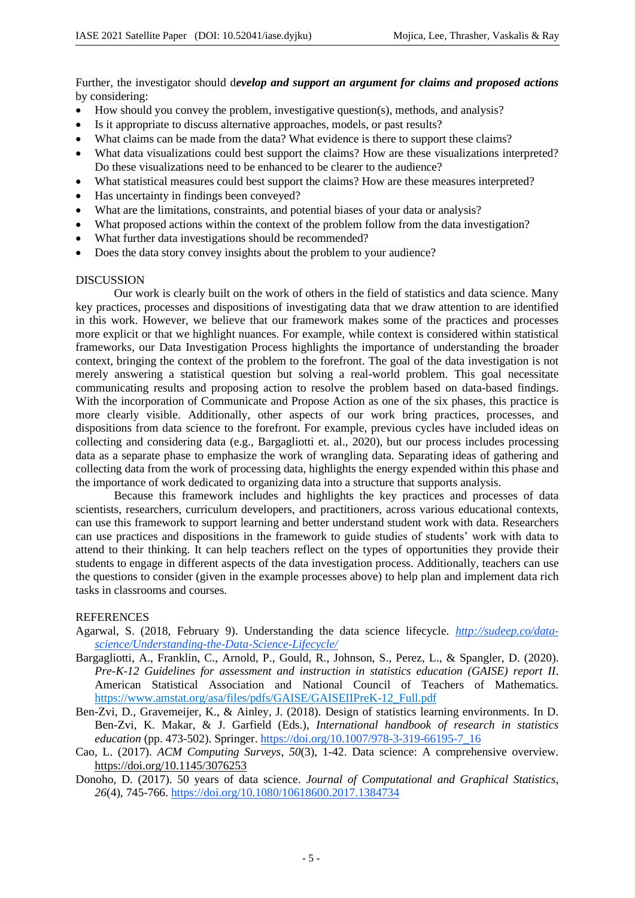Further, the investigator should d***evelop and support an argument for claims and proposed actions*** by considering:

- How should you convey the problem, investigative question(s), methods, and analysis?
- Is it appropriate to discuss alternative approaches, models, or past results?
- What claims can be made from the data? What evidence is there to support these claims?
- What data visualizations could best support the claims? How are these visualizations interpreted? Do these visualizations need to be enhanced to be clearer to the audience?
- What statistical measures could best support the claims? How are these measures interpreted?
- Has uncertainty in findings been conveyed?
- What are the limitations, constraints, and potential biases of your data or analysis?
- What proposed actions within the context of the problem follow from the data investigation?
- What further data investigations should be recommended?
- Does the data story convey insights about the problem to your audience?

## DISCUSSION

Our work is clearly built on the work of others in the field of statistics and data science. Many key practices, processes and dispositions of investigating data that we draw attention to are identified in this work. However, we believe that our framework makes some of the practices and processes more explicit or that we highlight nuances. For example, while context is considered within statistical frameworks, our Data Investigation Process highlights the importance of understanding the broader context, bringing the context of the problem to the forefront. The goal of the data investigation is not merely answering a statistical question but solving a real-world problem. This goal necessitate communicating results and proposing action to resolve the problem based on data-based findings. With the incorporation of Communicate and Propose Action as one of the six phases, this practice is more clearly visible. Additionally, other aspects of our work bring practices, processes, and dispositions from data science to the forefront. For example, previous cycles have included ideas on collecting and considering data (e.g., Bargagliotti et. al., 2020), but our process includes processing data as a separate phase to emphasize the work of wrangling data. Separating ideas of gathering and collecting data from the work of processing data, highlights the energy expended within this phase and the importance of work dedicated to organizing data into a structure that supports analysis.

Because this framework includes and highlights the key practices and processes of data scientists, researchers, curriculum developers, and practitioners, across various educational contexts, can use this framework to support learning and better understand student work with data. Researchers can use practices and dispositions in the framework to guide studies of students' work with data to attend to their thinking. It can help teachers reflect on the types of opportunities they provide their students to engage in different aspects of the data investigation process. Additionally, teachers can use the questions to consider (given in the example processes above) to help plan and implement data rich tasks in classrooms and courses.

## REFERENCES

Agarwal, S. (2018, February 9). Understanding the data science lifecycle. *http://sudeep.co/data-science/Understanding-the-Data-Science-Lifecycle/*

Bargagliotti, A., Franklin, C., Arnold, P., Gould, R., Johnson, S., Perez, L., & Spangler, D. (2020). *Pre-K-12 Guidelines for assessment and instruction in statistics education (GAISE) report II*. American Statistical Association and National Council of Teachers of Mathematics. https://www.amstat.org/asa/files/pdfs/GAISE/GAISEIIPreK-12_Full.pdf

Ben-Zvi, D., Gravemeijer, K., & Ainley, J. (2018). Design of statistics learning environments. In D. Ben-Zvi, K. Makar, & J. Garfield (Eds.), *International handbook of research in statistics education* (pp. 473-502). Springer. https://doi.org/10.1007/978-3-319-66195-7_16

Cao, L. (2017). *ACM Computing Surveys*, *50*(3), 1-42. Data science: A comprehensive overview. https://doi.org/10.1145/3076253

Donoho, D. (2017). 50 years of data science. *Journal of Computational and Graphical Statistics*, *26*(4), 745-766. https://doi.org/10.1080/10618600.2017.1384734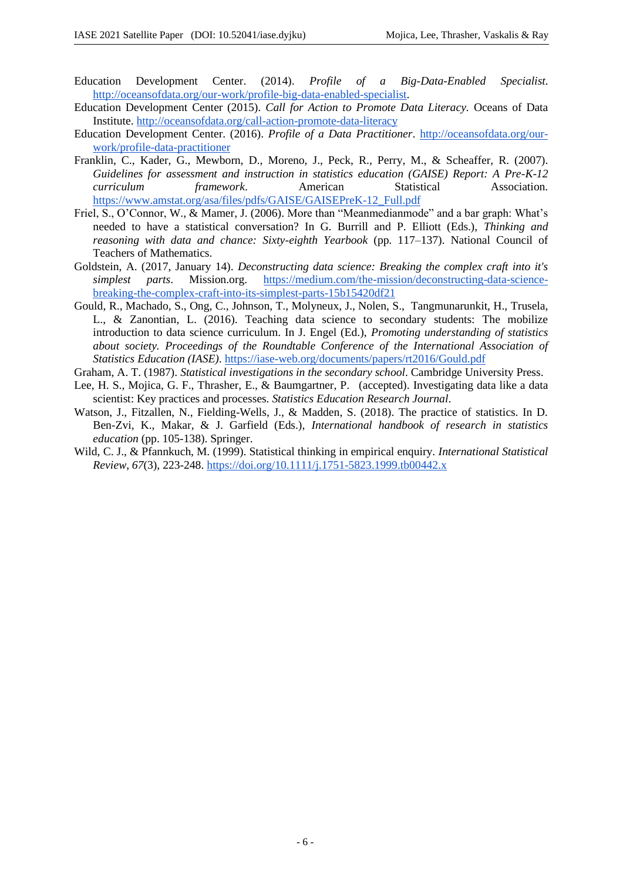Education Development Center. (2014). *Profile of a Big-Data-Enabled Specialist.* http://oceansofdata.org/our-work/profile-big-data-enabled-specialist.

Education Development Center (2015). *Call for Action to Promote Data Literacy.* Oceans of Data Institute. http://oceansofdata.org/call-action-promote-data-literacy

Education Development Center. (2016). *Profile of a Data Practitioner*. http://oceansofdata.org/our-work/profile-data-practitioner

Franklin, C., Kader, G., Mewborn, D., Moreno, J., Peck, R., Perry, M., & Scheaffer, R. (2007). *Guidelines for assessment and instruction in statistics education (GAISE) Report: A Pre-K-12 curriculum framework*. American Statistical Association. https://www.amstat.org/asa/files/pdfs/GAISE/GAISEPreK-12_Full.pdf

Friel, S., O'Connor, W., & Mamer, J. (2006). More than "Meanmedianmode" and a bar graph: What's needed to have a statistical conversation? In G. Burrill and P. Elliott (Eds.), *Thinking and reasoning with data and chance: Sixty-eighth Yearbook* (pp. 117–137). National Council of Teachers of Mathematics.

Goldstein, A. (2017, January 14). *Deconstructing data science: Breaking the complex craft into it's simplest parts*. Mission.org. https://medium.com/the-mission/deconstructing-data-science-breaking-the-complex-craft-into-its-simplest-parts-15b15420df21

Gould, R., Machado, S., Ong, C., Johnson, T., Molyneux, J., Nolen, S., Tangmunarunkit, H., Trusela, L., & Zanontian, L. (2016). Teaching data science to secondary students: The mobilize introduction to data science curriculum. In J. Engel (Ed.), *Promoting understanding of statistics about society. Proceedings of the Roundtable Conference of the International Association of Statistics Education (IASE)*. https://iase-web.org/documents/papers/rt2016/Gould.pdf

Graham, A. T. (1987). *Statistical investigations in the secondary school*. Cambridge University Press.

Lee, H. S., Mojica, G. F., Thrasher, E., & Baumgartner, P. (accepted). Investigating data like a data scientist: Key practices and processes. *Statistics Education Research Journal*.

Watson, J., Fitzallen, N., Fielding-Wells, J., & Madden, S. (2018). The practice of statistics. In D. Ben-Zvi, K., Makar, & J. Garfield (Eds.), *International handbook of research in statistics education* (pp. 105-138). Springer.

Wild, C. J., & Pfannkuch, M. (1999). Statistical thinking in empirical enquiry. *International Statistical Review*, *67*(3), 223-248. https://doi.org/10.1111/j.1751-5823.1999.tb00442.x